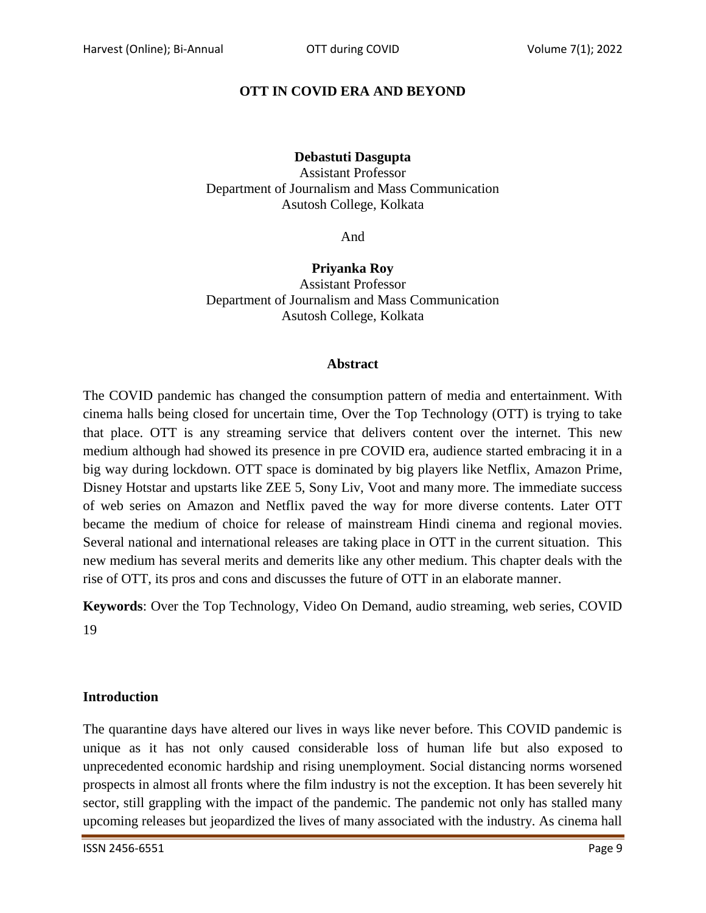# OTT IN COVID ERA AND BEYOND

**Debastuti Dasgupta**
Assistant Professor
Department of Journalism and Mass Communication
Asutosh College, Kolkata

And

**Priyanka Roy**
Assistant Professor
Department of Journalism and Mass Communication
Asutosh College, Kolkata

## Abstract

The COVID pandemic has changed the consumption pattern of media and entertainment. With cinema halls being closed for uncertain time, Over the Top Technology (OTT) is trying to take that place. OTT is any streaming service that delivers content over the internet. This new medium although had showed its presence in pre COVID era, audience started embracing it in a big way during lockdown. OTT space is dominated by big players like Netflix, Amazon Prime, Disney Hotstar and upstarts like ZEE 5, Sony Liv, Voot and many more. The immediate success of web series on Amazon and Netflix paved the way for more diverse contents. Later OTT became the medium of choice for release of mainstream Hindi cinema and regional movies. Several national and international releases are taking place in OTT in the current situation. This new medium has several merits and demerits like any other medium. This chapter deals with the rise of OTT, its pros and cons and discusses the future of OTT in an elaborate manner.

**Keywords**: Over the Top Technology, Video On Demand, audio streaming, web series, COVID 19

## Introduction

The quarantine days have altered our lives in ways like never before. This COVID pandemic is unique as it has not only caused considerable loss of human life but also exposed to unprecedented economic hardship and rising unemployment. Social distancing norms worsened prospects in almost all fronts where the film industry is not the exception. It has been severely hit sector, still grappling with the impact of the pandemic. The pandemic not only has stalled many upcoming releases but jeopardized the lives of many associated with the industry. As cinema hall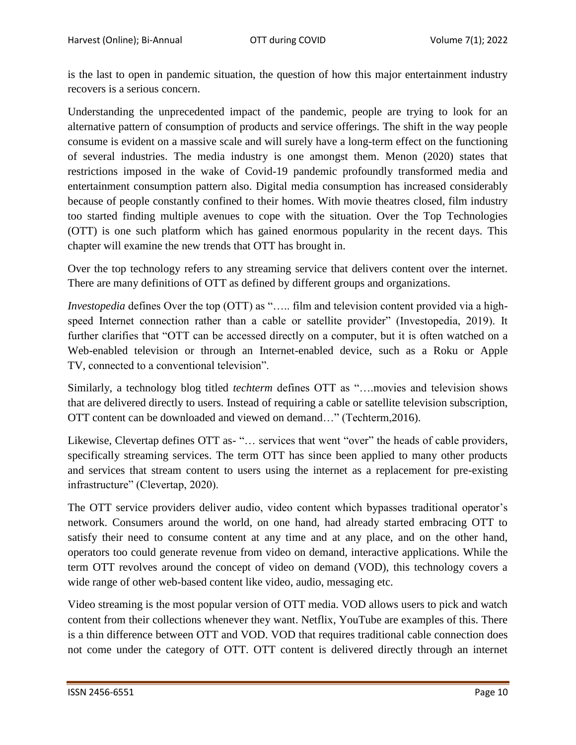is the last to open in pandemic situation, the question of how this major entertainment industry recovers is a serious concern.

Understanding the unprecedented impact of the pandemic, people are trying to look for an alternative pattern of consumption of products and service offerings. The shift in the way people consume is evident on a massive scale and will surely have a long-term effect on the functioning of several industries. The media industry is one amongst them. Menon (2020) states that restrictions imposed in the wake of Covid-19 pandemic profoundly transformed media and entertainment consumption pattern also. Digital media consumption has increased considerably because of people constantly confined to their homes. With movie theatres closed, film industry too started finding multiple avenues to cope with the situation. Over the Top Technologies (OTT) is one such platform which has gained enormous popularity in the recent days. This chapter will examine the new trends that OTT has brought in.

Over the top technology refers to any streaming service that delivers content over the internet. There are many definitions of OTT as defined by different groups and organizations.

*Investopedia* defines Over the top (OTT) as "….. film and television content provided via a high-speed Internet connection rather than a cable or satellite provider" (Investopedia, 2019). It further clarifies that "OTT can be accessed directly on a computer, but it is often watched on a Web-enabled television or through an Internet-enabled device, such as a Roku or Apple TV, connected to a conventional television".

Similarly, a technology blog titled *techterm* defines OTT as "….movies and television shows that are delivered directly to users. Instead of requiring a cable or satellite television subscription, OTT content can be downloaded and viewed on demand…" (Techterm,2016).

Likewise, Clevertap defines OTT as- "… services that went "over" the heads of cable providers, specifically streaming services. The term OTT has since been applied to many other products and services that stream content to users using the internet as a replacement for pre-existing infrastructure" (Clevertap, 2020).

The OTT service providers deliver audio, video content which bypasses traditional operator's network. Consumers around the world, on one hand, had already started embracing OTT to satisfy their need to consume content at any time and at any place, and on the other hand, operators too could generate revenue from video on demand, interactive applications. While the term OTT revolves around the concept of video on demand (VOD), this technology covers a wide range of other web-based content like video, audio, messaging etc.

Video streaming is the most popular version of OTT media. VOD allows users to pick and watch content from their collections whenever they want. Netflix, YouTube are examples of this. There is a thin difference between OTT and VOD. VOD that requires traditional cable connection does not come under the category of OTT. OTT content is delivered directly through an internet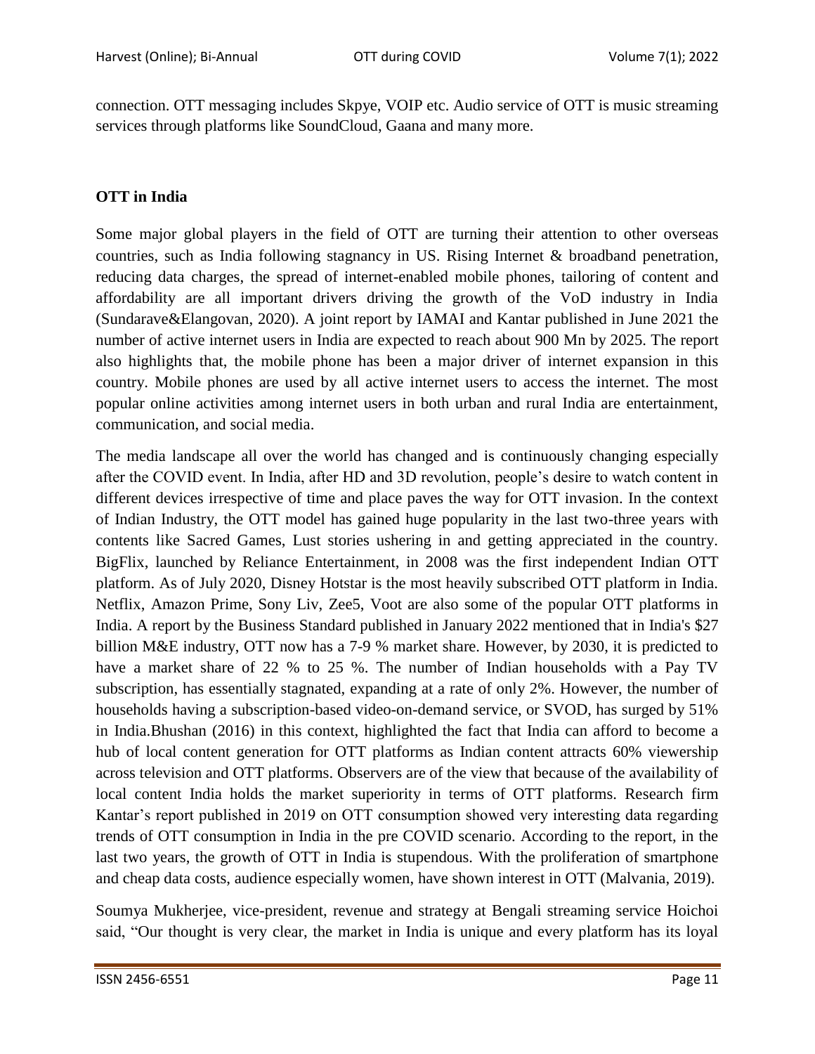connection. OTT messaging includes Skpye, VOIP etc. Audio service of OTT is music streaming services through platforms like SoundCloud, Gaana and many more.

## OTT in India

Some major global players in the field of OTT are turning their attention to other overseas countries, such as India following stagnancy in US. Rising Internet & broadband penetration, reducing data charges, the spread of internet-enabled mobile phones, tailoring of content and affordability are all important drivers driving the growth of the VoD industry in India (Sundarave&Elangovan, 2020). A joint report by IAMAI and Kantar published in June 2021 the number of active internet users in India are expected to reach about 900 Mn by 2025. The report also highlights that, the mobile phone has been a major driver of internet expansion in this country. Mobile phones are used by all active internet users to access the internet. The most popular online activities among internet users in both urban and rural India are entertainment, communication, and social media.

The media landscape all over the world has changed and is continuously changing especially after the COVID event. In India, after HD and 3D revolution, people's desire to watch content in different devices irrespective of time and place paves the way for OTT invasion. In the context of Indian Industry, the OTT model has gained huge popularity in the last two-three years with contents like Sacred Games, Lust stories ushering in and getting appreciated in the country. BigFlix, launched by Reliance Entertainment, in 2008 was the first independent Indian OTT platform. As of July 2020, Disney Hotstar is the most heavily subscribed OTT platform in India. Netflix, Amazon Prime, Sony Liv, Zee5, Voot are also some of the popular OTT platforms in India. A report by the Business Standard published in January 2022 mentioned that in India's $27 billion M&E industry, OTT now has a 7-9 % market share. However, by 2030, it is predicted to have a market share of 22 % to 25 %. The number of Indian households with a Pay TV subscription, has essentially stagnated, expanding at a rate of only 2%. However, the number of households having a subscription-based video-on-demand service, or SVOD, has surged by 51% in India.Bhushan (2016) in this context, highlighted the fact that India can afford to become a hub of local content generation for OTT platforms as Indian content attracts 60% viewership across television and OTT platforms. Observers are of the view that because of the availability of local content India holds the market superiority in terms of OTT platforms. Research firm Kantar's report published in 2019 on OTT consumption showed very interesting data regarding trends of OTT consumption in India in the pre COVID scenario. According to the report, in the last two years, the growth of OTT in India is stupendous. With the proliferation of smartphone and cheap data costs, audience especially women, have shown interest in OTT (Malvania, 2019).

Soumya Mukherjee, vice-president, revenue and strategy at Bengali streaming service Hoichoi said, "Our thought is very clear, the market in India is unique and every platform has its loyal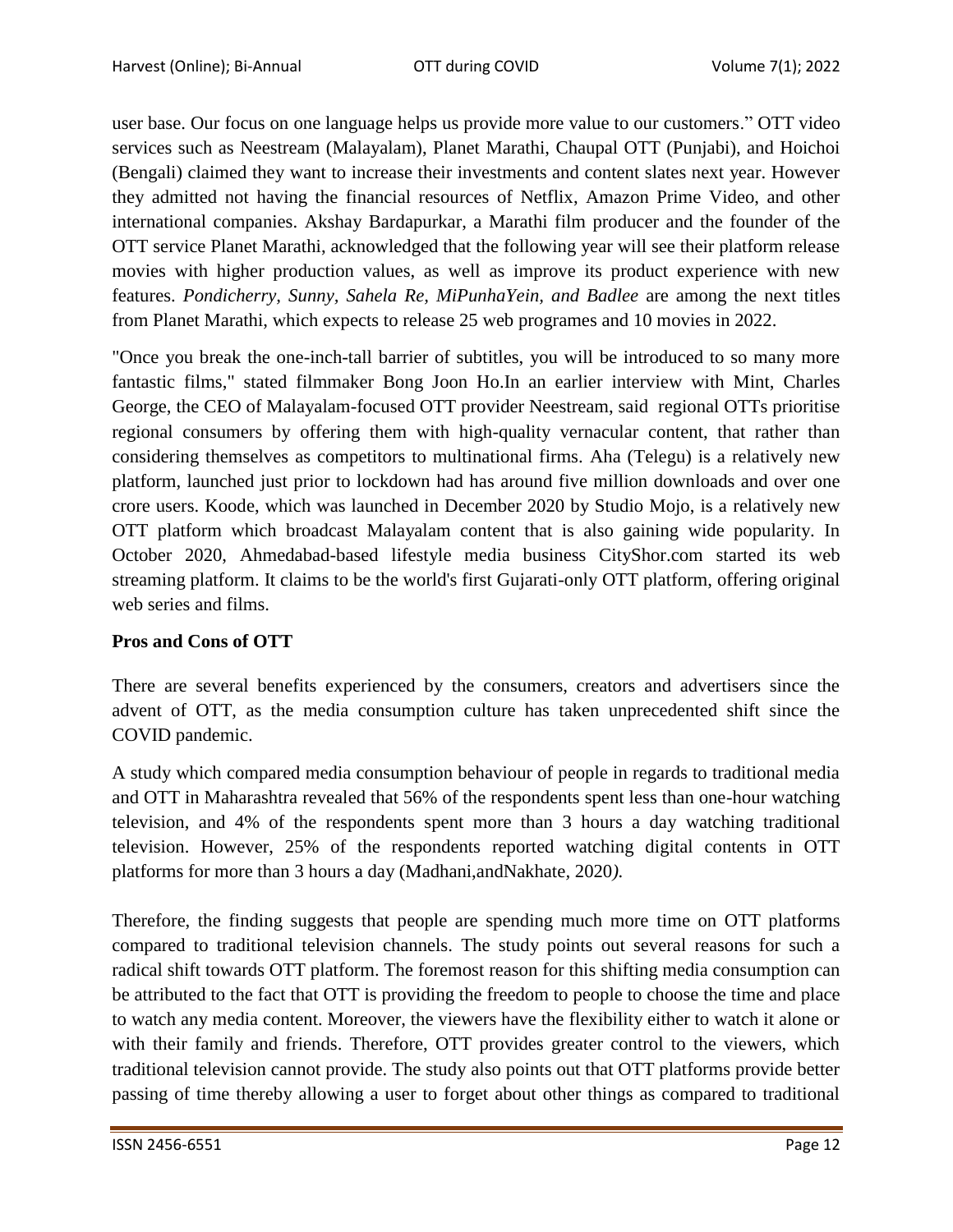user base. Our focus on one language helps us provide more value to our customers." OTT video services such as Neestream (Malayalam), Planet Marathi, Chaupal OTT (Punjabi), and Hoichoi (Bengali) claimed they want to increase their investments and content slates next year. However they admitted not having the financial resources of Netflix, Amazon Prime Video, and other international companies. Akshay Bardapurkar, a Marathi film producer and the founder of the OTT service Planet Marathi, acknowledged that the following year will see their platform release movies with higher production values, as well as improve its product experience with new features. *Pondicherry, Sunny, Sahela Re, MiPunhaYein, and Badlee* are among the next titles from Planet Marathi, which expects to release 25 web programes and 10 movies in 2022.

"Once you break the one-inch-tall barrier of subtitles, you will be introduced to so many more fantastic films," stated filmmaker Bong Joon Ho.In an earlier interview with Mint, Charles George, the CEO of Malayalam-focused OTT provider Neestream, said regional OTTs prioritise regional consumers by offering them with high-quality vernacular content, that rather than considering themselves as competitors to multinational firms. Aha (Telegu) is a relatively new platform, launched just prior to lockdown had has around five million downloads and over one crore users. Koode, which was launched in December 2020 by Studio Mojo, is a relatively new OTT platform which broadcast Malayalam content that is also gaining wide popularity. In October 2020, Ahmedabad-based lifestyle media business CityShor.com started its web streaming platform. It claims to be the world's first Gujarati-only OTT platform, offering original web series and films.

**Pros and Cons of OTT**

There are several benefits experienced by the consumers, creators and advertisers since the advent of OTT, as the media consumption culture has taken unprecedented shift since the COVID pandemic.

A study which compared media consumption behaviour of people in regards to traditional media and OTT in Maharashtra revealed that 56% of the respondents spent less than one-hour watching television, and 4% of the respondents spent more than 3 hours a day watching traditional television. However, 25% of the respondents reported watching digital contents in OTT platforms for more than 3 hours a day (Madhani,andNakhate, 2020*).*

Therefore, the finding suggests that people are spending much more time on OTT platforms compared to traditional television channels. The study points out several reasons for such a radical shift towards OTT platform. The foremost reason for this shifting media consumption can be attributed to the fact that OTT is providing the freedom to people to choose the time and place to watch any media content. Moreover, the viewers have the flexibility either to watch it alone or with their family and friends. Therefore, OTT provides greater control to the viewers, which traditional television cannot provide. The study also points out that OTT platforms provide better passing of time thereby allowing a user to forget about other things as compared to traditional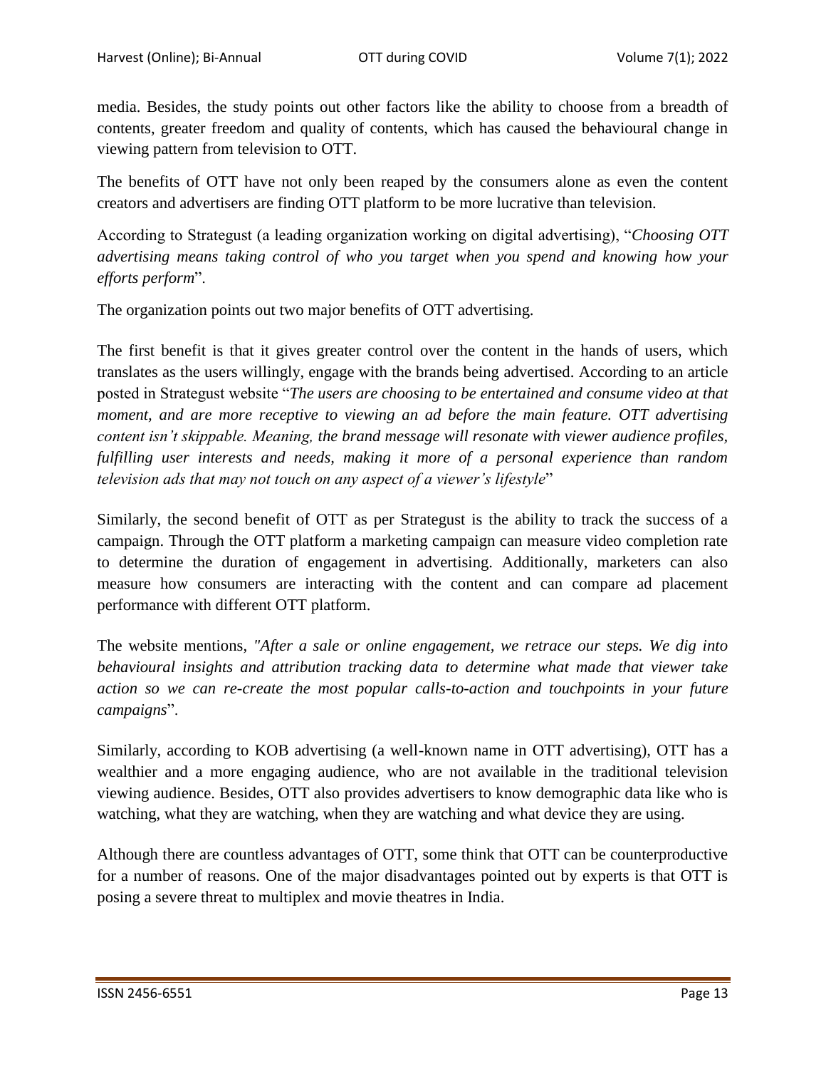media. Besides, the study points out other factors like the ability to choose from a breadth of contents, greater freedom and quality of contents, which has caused the behavioural change in viewing pattern from television to OTT.

The benefits of OTT have not only been reaped by the consumers alone as even the content creators and advertisers are finding OTT platform to be more lucrative than television.

According to Strategust (a leading organization working on digital advertising), "*Choosing OTT advertising means taking control of who you target when you spend and knowing how your efforts perform*".

The organization points out two major benefits of OTT advertising.

The first benefit is that it gives greater control over the content in the hands of users, which translates as the users willingly, engage with the brands being advertised. According to an article posted in Strategust website "*The users are choosing to be entertained and consume video at that moment, and are more receptive to viewing an ad before the main feature. OTT advertising content isn't skippable. Meaning, the brand message will resonate with viewer audience profiles, fulfilling user interests and needs, making it more of a personal experience than random television ads that may not touch on any aspect of a viewer's lifestyle*"

Similarly, the second benefit of OTT as per Strategust is the ability to track the success of a campaign. Through the OTT platform a marketing campaign can measure video completion rate to determine the duration of engagement in advertising. Additionally, marketers can also measure how consumers are interacting with the content and can compare ad placement performance with different OTT platform.

The website mentions, *"After a sale or online engagement, we retrace our steps. We dig into behavioural insights and attribution tracking data to determine what made that viewer take action so we can re-create the most popular calls-to-action and touchpoints in your future campaigns*".

Similarly, according to KOB advertising (a well-known name in OTT advertising), OTT has a wealthier and a more engaging audience, who are not available in the traditional television viewing audience. Besides, OTT also provides advertisers to know demographic data like who is watching, what they are watching, when they are watching and what device they are using.

Although there are countless advantages of OTT, some think that OTT can be counterproductive for a number of reasons. One of the major disadvantages pointed out by experts is that OTT is posing a severe threat to multiplex and movie theatres in India.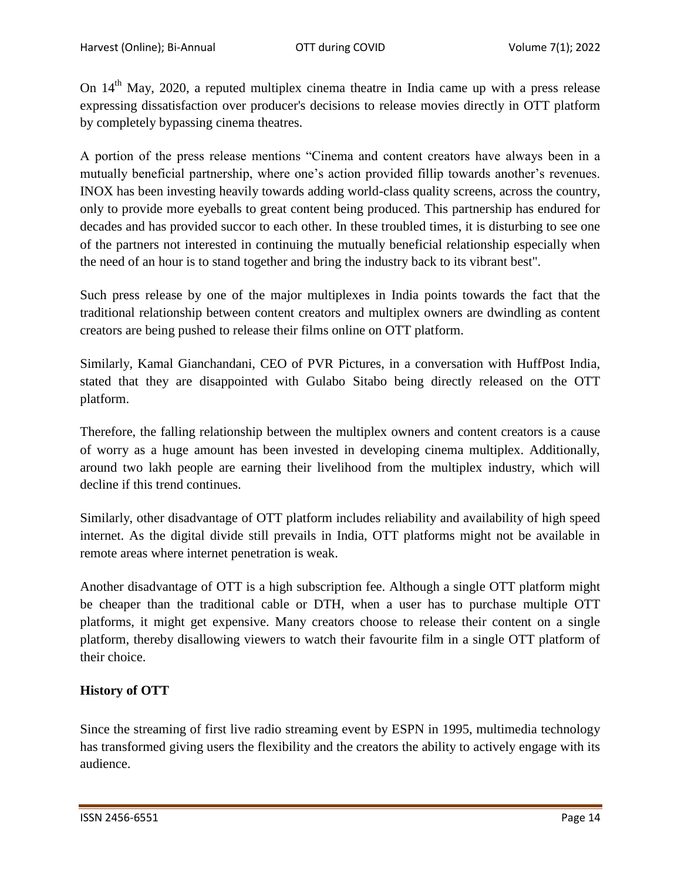On 14th May, 2020, a reputed multiplex cinema theatre in India came up with a press release expressing dissatisfaction over producer's decisions to release movies directly in OTT platform by completely bypassing cinema theatres.

A portion of the press release mentions "Cinema and content creators have always been in a mutually beneficial partnership, where one's action provided fillip towards another's revenues. INOX has been investing heavily towards adding world-class quality screens, across the country, only to provide more eyeballs to great content being produced. This partnership has endured for decades and has provided succor to each other. In these troubled times, it is disturbing to see one of the partners not interested in continuing the mutually beneficial relationship especially when the need of an hour is to stand together and bring the industry back to its vibrant best".

Such press release by one of the major multiplexes in India points towards the fact that the traditional relationship between content creators and multiplex owners are dwindling as content creators are being pushed to release their films online on OTT platform.

Similarly, Kamal Gianchandani, CEO of PVR Pictures, in a conversation with HuffPost India, stated that they are disappointed with Gulabo Sitabo being directly released on the OTT platform.

Therefore, the falling relationship between the multiplex owners and content creators is a cause of worry as a huge amount has been invested in developing cinema multiplex. Additionally, around two lakh people are earning their livelihood from the multiplex industry, which will decline if this trend continues.

Similarly, other disadvantage of OTT platform includes reliability and availability of high speed internet. As the digital divide still prevails in India, OTT platforms might not be available in remote areas where internet penetration is weak.

Another disadvantage of OTT is a high subscription fee. Although a single OTT platform might be cheaper than the traditional cable or DTH, when a user has to purchase multiple OTT platforms, it might get expensive. Many creators choose to release their content on a single platform, thereby disallowing viewers to watch their favourite film in a single OTT platform of their choice.

**History of OTT**

Since the streaming of first live radio streaming event by ESPN in 1995, multimedia technology has transformed giving users the flexibility and the creators the ability to actively engage with its audience.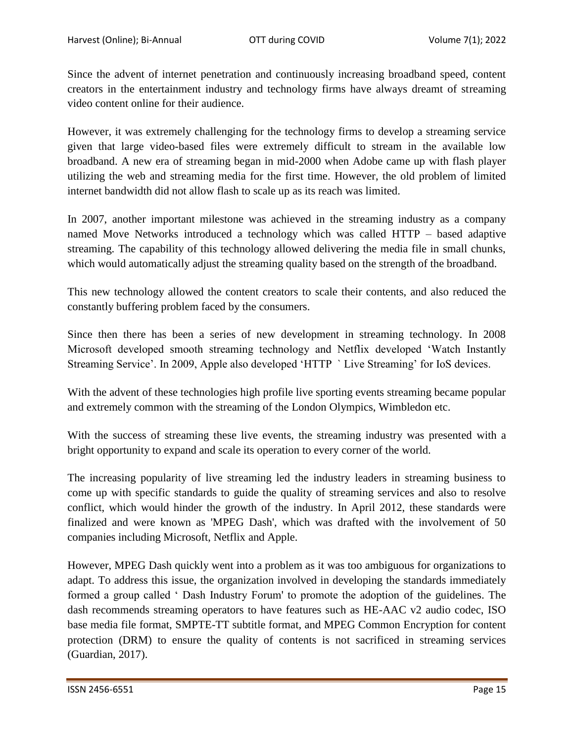Since the advent of internet penetration and continuously increasing broadband speed, content creators in the entertainment industry and technology firms have always dreamt of streaming video content online for their audience.

However, it was extremely challenging for the technology firms to develop a streaming service given that large video-based files were extremely difficult to stream in the available low broadband. A new era of streaming began in mid-2000 when Adobe came up with flash player utilizing the web and streaming media for the first time. However, the old problem of limited internet bandwidth did not allow flash to scale up as its reach was limited.

In 2007, another important milestone was achieved in the streaming industry as a company named Move Networks introduced a technology which was called HTTP – based adaptive streaming. The capability of this technology allowed delivering the media file in small chunks, which would automatically adjust the streaming quality based on the strength of the broadband.

This new technology allowed the content creators to scale their contents, and also reduced the constantly buffering problem faced by the consumers.

Since then there has been a series of new development in streaming technology. In 2008 Microsoft developed smooth streaming technology and Netflix developed 'Watch Instantly Streaming Service'. In 2009, Apple also developed 'HTTP ` Live Streaming' for IoS devices.

With the advent of these technologies high profile live sporting events streaming became popular and extremely common with the streaming of the London Olympics, Wimbledon etc.

With the success of streaming these live events, the streaming industry was presented with a bright opportunity to expand and scale its operation to every corner of the world.

The increasing popularity of live streaming led the industry leaders in streaming business to come up with specific standards to guide the quality of streaming services and also to resolve conflict, which would hinder the growth of the industry. In April 2012, these standards were finalized and were known as 'MPEG Dash', which was drafted with the involvement of 50 companies including Microsoft, Netflix and Apple.

However, MPEG Dash quickly went into a problem as it was too ambiguous for organizations to adapt. To address this issue, the organization involved in developing the standards immediately formed a group called ' Dash Industry Forum' to promote the adoption of the guidelines. The dash recommends streaming operators to have features such as HE-AAC v2 audio codec, ISO base media file format, SMPTE-TT subtitle format, and MPEG Common Encryption for content protection (DRM) to ensure the quality of contents is not sacrificed in streaming services (Guardian, 2017).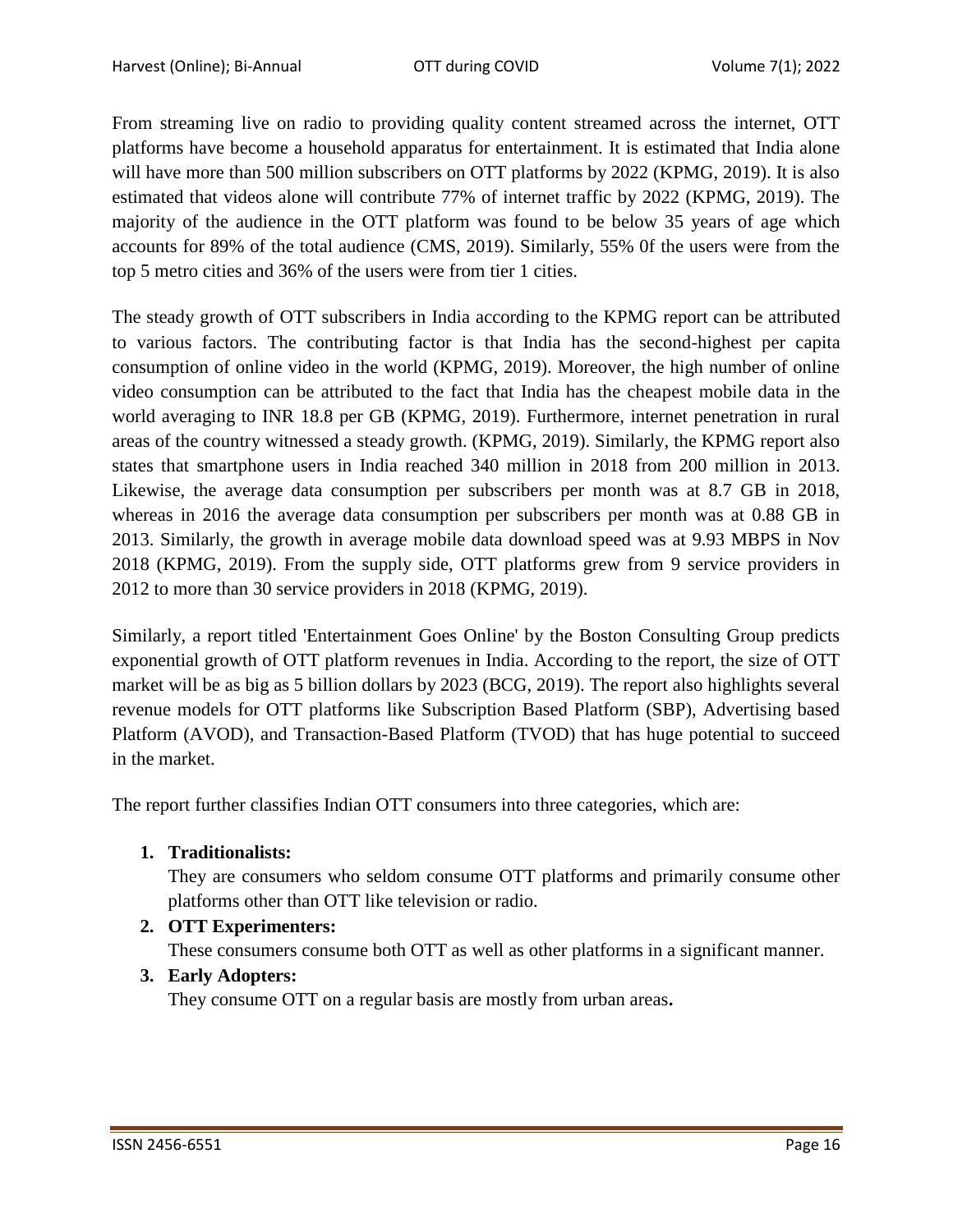From streaming live on radio to providing quality content streamed across the internet, OTT platforms have become a household apparatus for entertainment. It is estimated that India alone will have more than 500 million subscribers on OTT platforms by 2022 (KPMG, 2019). It is also estimated that videos alone will contribute 77% of internet traffic by 2022 (KPMG, 2019). The majority of the audience in the OTT platform was found to be below 35 years of age which accounts for 89% of the total audience (CMS, 2019). Similarly, 55% 0f the users were from the top 5 metro cities and 36% of the users were from tier 1 cities.

The steady growth of OTT subscribers in India according to the KPMG report can be attributed to various factors. The contributing factor is that India has the second-highest per capita consumption of online video in the world (KPMG, 2019). Moreover, the high number of online video consumption can be attributed to the fact that India has the cheapest mobile data in the world averaging to INR 18.8 per GB (KPMG, 2019). Furthermore, internet penetration in rural areas of the country witnessed a steady growth. (KPMG, 2019). Similarly, the KPMG report also states that smartphone users in India reached 340 million in 2018 from 200 million in 2013. Likewise, the average data consumption per subscribers per month was at 8.7 GB in 2018, whereas in 2016 the average data consumption per subscribers per month was at 0.88 GB in 2013. Similarly, the growth in average mobile data download speed was at 9.93 MBPS in Nov 2018 (KPMG, 2019). From the supply side, OTT platforms grew from 9 service providers in 2012 to more than 30 service providers in 2018 (KPMG, 2019).

Similarly, a report titled 'Entertainment Goes Online' by the Boston Consulting Group predicts exponential growth of OTT platform revenues in India. According to the report, the size of OTT market will be as big as 5 billion dollars by 2023 (BCG, 2019). The report also highlights several revenue models for OTT platforms like Subscription Based Platform (SBP), Advertising based Platform (AVOD), and Transaction-Based Platform (TVOD) that has huge potential to succeed in the market.

The report further classifies Indian OTT consumers into three categories, which are:

1. **Traditionalists:**
   They are consumers who seldom consume OTT platforms and primarily consume other platforms other than OTT like television or radio.
2. **OTT Experimenters:**
   These consumers consume both OTT as well as other platforms in a significant manner.
3. **Early Adopters:**
   They consume OTT on a regular basis are mostly from urban areas**.**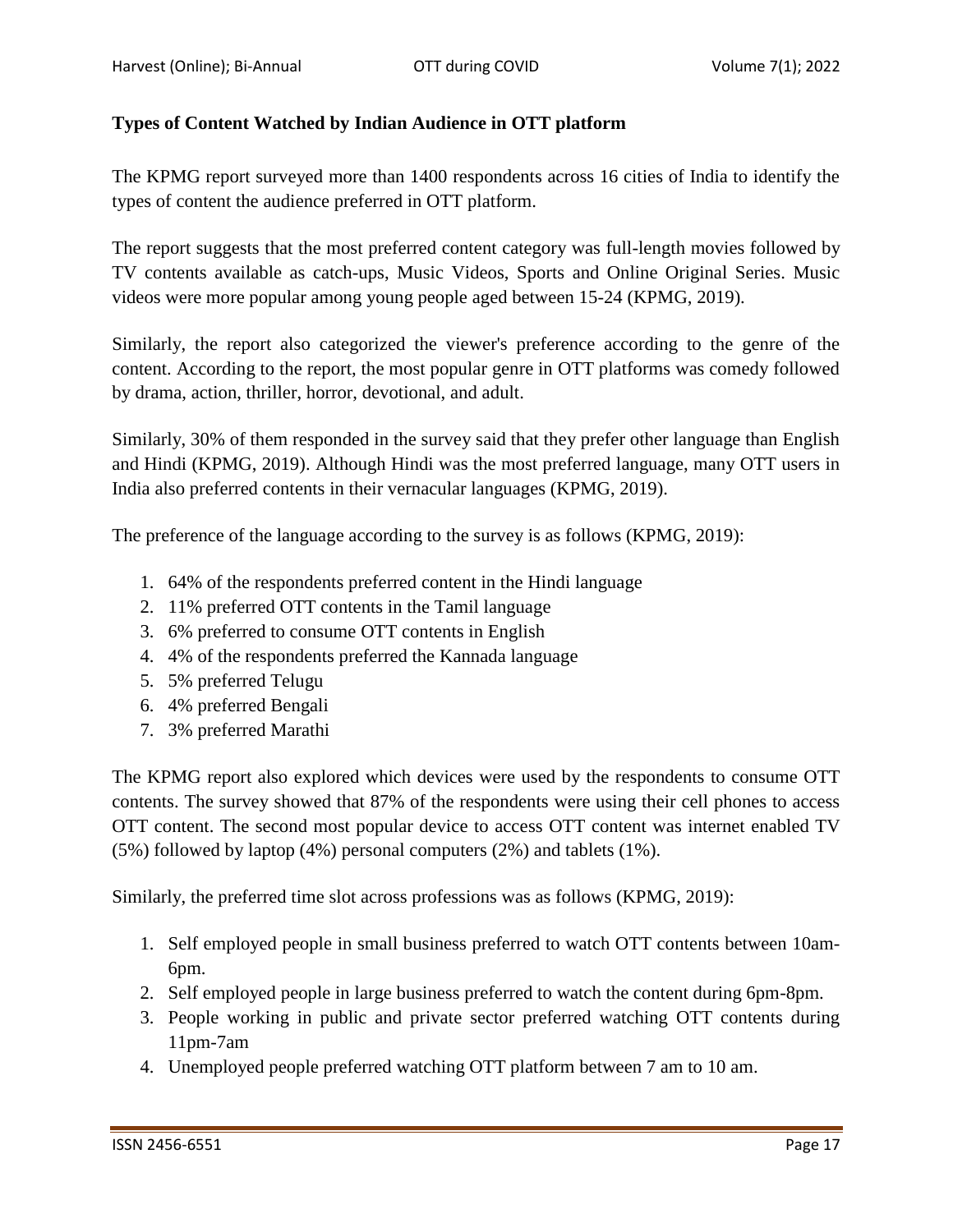### Types of Content Watched by Indian Audience in OTT platform

The KPMG report surveyed more than 1400 respondents across 16 cities of India to identify the types of content the audience preferred in OTT platform.

The report suggests that the most preferred content category was full-length movies followed by TV contents available as catch-ups, Music Videos, Sports and Online Original Series. Music videos were more popular among young people aged between 15-24 (KPMG, 2019).

Similarly, the report also categorized the viewer's preference according to the genre of the content. According to the report, the most popular genre in OTT platforms was comedy followed by drama, action, thriller, horror, devotional, and adult.

Similarly, 30% of them responded in the survey said that they prefer other language than English and Hindi (KPMG, 2019). Although Hindi was the most preferred language, many OTT users in India also preferred contents in their vernacular languages (KPMG, 2019).

The preference of the language according to the survey is as follows (KPMG, 2019):

1. 64% of the respondents preferred content in the Hindi language
2. 11% preferred OTT contents in the Tamil language
3. 6% preferred to consume OTT contents in English
4. 4% of the respondents preferred the Kannada language
5. 5% preferred Telugu
6. 4% preferred Bengali
7. 3% preferred Marathi

The KPMG report also explored which devices were used by the respondents to consume OTT contents. The survey showed that 87% of the respondents were using their cell phones to access OTT content. The second most popular device to access OTT content was internet enabled TV (5%) followed by laptop (4%) personal computers (2%) and tablets (1%).

Similarly, the preferred time slot across professions was as follows (KPMG, 2019):

1. Self employed people in small business preferred to watch OTT contents between 10am-6pm.
2. Self employed people in large business preferred to watch the content during 6pm-8pm.
3. People working in public and private sector preferred watching OTT contents during 11pm-7am
4. Unemployed people preferred watching OTT platform between 7 am to 10 am.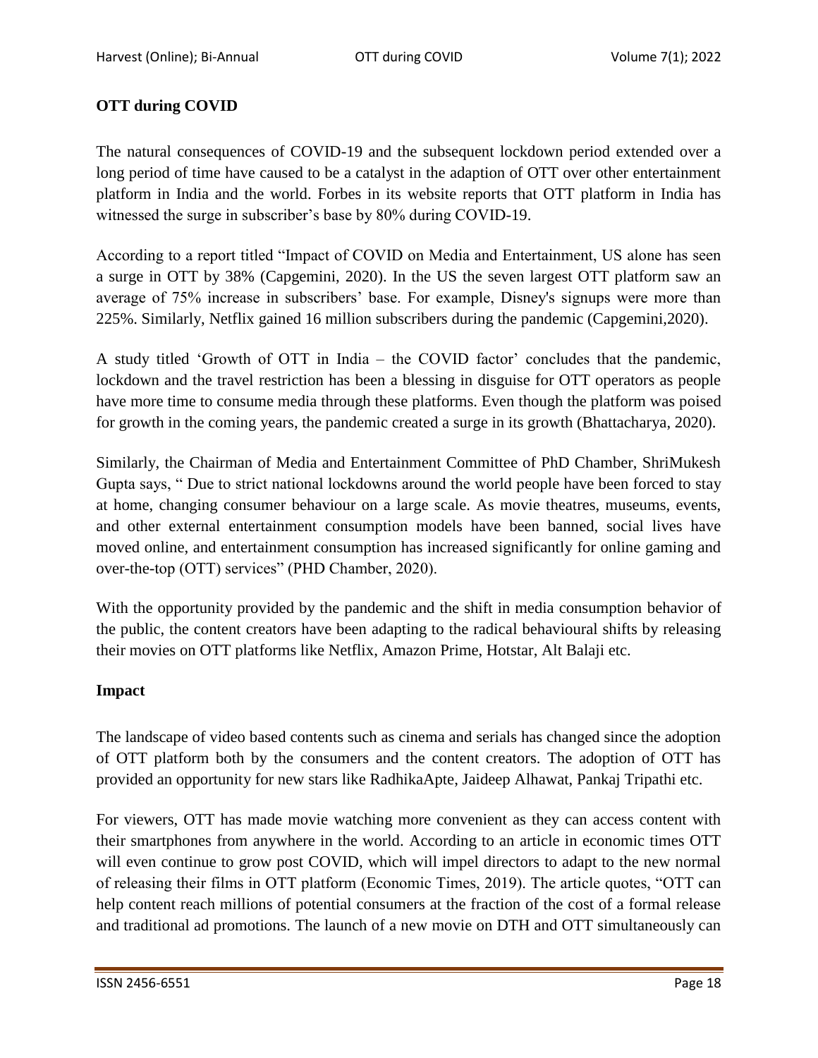## OTT during COVID

The natural consequences of COVID-19 and the subsequent lockdown period extended over a long period of time have caused to be a catalyst in the adaption of OTT over other entertainment platform in India and the world. Forbes in its website reports that OTT platform in India has witnessed the surge in subscriber's base by 80% during COVID-19.

According to a report titled "Impact of COVID on Media and Entertainment, US alone has seen a surge in OTT by 38% (Capgemini, 2020). In the US the seven largest OTT platform saw an average of 75% increase in subscribers' base. For example, Disney's signups were more than 225%. Similarly, Netflix gained 16 million subscribers during the pandemic (Capgemini,2020).

A study titled 'Growth of OTT in India – the COVID factor' concludes that the pandemic, lockdown and the travel restriction has been a blessing in disguise for OTT operators as people have more time to consume media through these platforms. Even though the platform was poised for growth in the coming years, the pandemic created a surge in its growth (Bhattacharya, 2020).

Similarly, the Chairman of Media and Entertainment Committee of PhD Chamber, ShriMukesh Gupta says, " Due to strict national lockdowns around the world people have been forced to stay at home, changing consumer behaviour on a large scale. As movie theatres, museums, events, and other external entertainment consumption models have been banned, social lives have moved online, and entertainment consumption has increased significantly for online gaming and over-the-top (OTT) services" (PHD Chamber, 2020).

With the opportunity provided by the pandemic and the shift in media consumption behavior of the public, the content creators have been adapting to the radical behavioural shifts by releasing their movies on OTT platforms like Netflix, Amazon Prime, Hotstar, Alt Balaji etc.

## Impact

The landscape of video based contents such as cinema and serials has changed since the adoption of OTT platform both by the consumers and the content creators. The adoption of OTT has provided an opportunity for new stars like RadhikaApte, Jaideep Alhawat, Pankaj Tripathi etc.

For viewers, OTT has made movie watching more convenient as they can access content with their smartphones from anywhere in the world. According to an article in economic times OTT will even continue to grow post COVID, which will impel directors to adapt to the new normal of releasing their films in OTT platform (Economic Times, 2019). The article quotes, "OTT can help content reach millions of potential consumers at the fraction of the cost of a formal release and traditional ad promotions. The launch of a new movie on DTH and OTT simultaneously can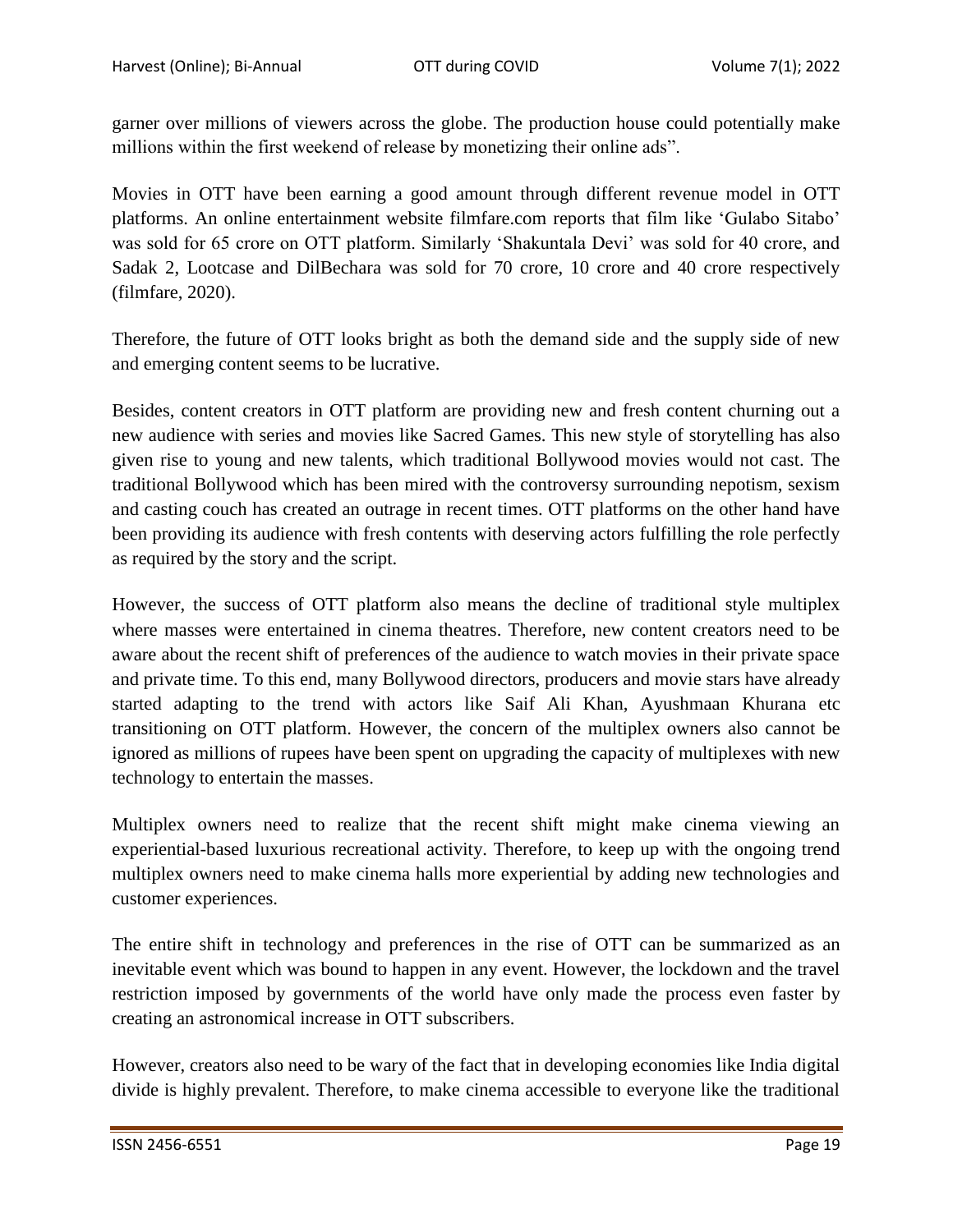garner over millions of viewers across the globe. The production house could potentially make millions within the first weekend of release by monetizing their online ads".

Movies in OTT have been earning a good amount through different revenue model in OTT platforms. An online entertainment website filmfare.com reports that film like 'Gulabo Sitabo' was sold for 65 crore on OTT platform. Similarly 'Shakuntala Devi' was sold for 40 crore, and Sadak 2, Lootcase and DilBechara was sold for 70 crore, 10 crore and 40 crore respectively (filmfare, 2020).

Therefore, the future of OTT looks bright as both the demand side and the supply side of new and emerging content seems to be lucrative.

Besides, content creators in OTT platform are providing new and fresh content churning out a new audience with series and movies like Sacred Games. This new style of storytelling has also given rise to young and new talents, which traditional Bollywood movies would not cast. The traditional Bollywood which has been mired with the controversy surrounding nepotism, sexism and casting couch has created an outrage in recent times. OTT platforms on the other hand have been providing its audience with fresh contents with deserving actors fulfilling the role perfectly as required by the story and the script.

However, the success of OTT platform also means the decline of traditional style multiplex where masses were entertained in cinema theatres. Therefore, new content creators need to be aware about the recent shift of preferences of the audience to watch movies in their private space and private time. To this end, many Bollywood directors, producers and movie stars have already started adapting to the trend with actors like Saif Ali Khan, Ayushmaan Khurana etc transitioning on OTT platform. However, the concern of the multiplex owners also cannot be ignored as millions of rupees have been spent on upgrading the capacity of multiplexes with new technology to entertain the masses.

Multiplex owners need to realize that the recent shift might make cinema viewing an experiential-based luxurious recreational activity. Therefore, to keep up with the ongoing trend multiplex owners need to make cinema halls more experiential by adding new technologies and customer experiences.

The entire shift in technology and preferences in the rise of OTT can be summarized as an inevitable event which was bound to happen in any event. However, the lockdown and the travel restriction imposed by governments of the world have only made the process even faster by creating an astronomical increase in OTT subscribers.

However, creators also need to be wary of the fact that in developing economies like India digital divide is highly prevalent. Therefore, to make cinema accessible to everyone like the traditional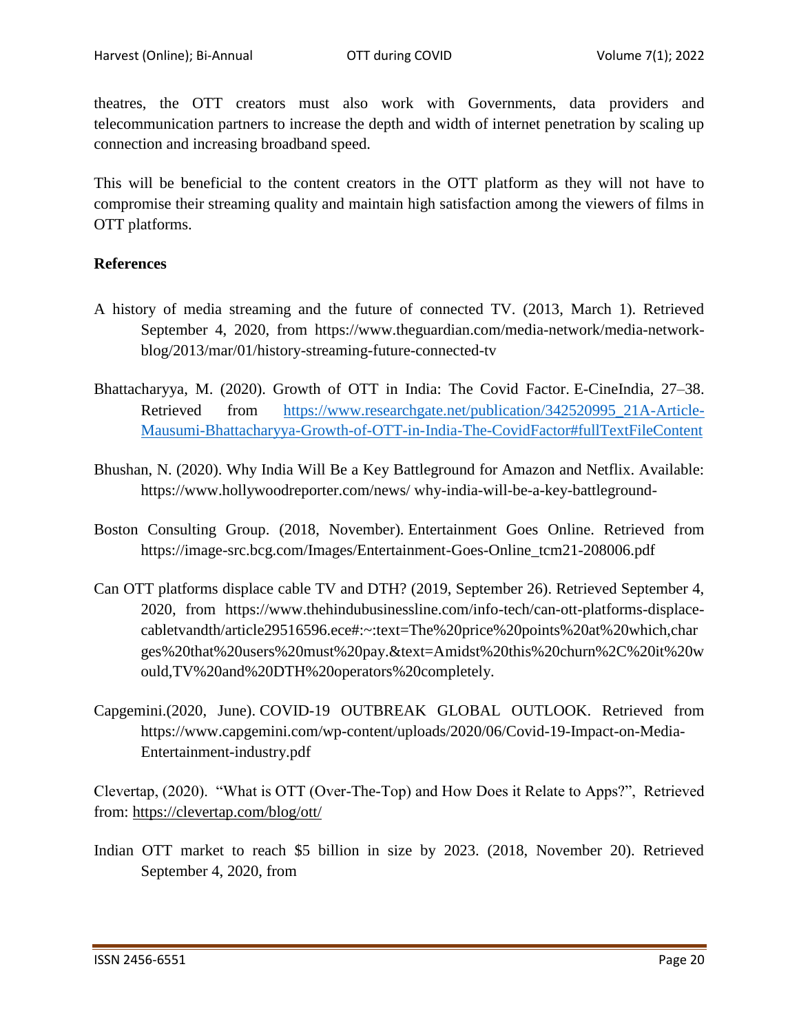theatres, the OTT creators must also work with Governments, data providers and telecommunication partners to increase the depth and width of internet penetration by scaling up connection and increasing broadband speed.

This will be beneficial to the content creators in the OTT platform as they will not have to compromise their streaming quality and maintain high satisfaction among the viewers of films in OTT platforms.

**References**

A history of media streaming and the future of connected TV. (2013, March 1). Retrieved September 4, 2020, from https://www.theguardian.com/media-network/media-network-blog/2013/mar/01/history-streaming-future-connected-tv

Bhattacharyya, M. (2020). Growth of OTT in India: The Covid Factor. E-CineIndia, 27–38. Retrieved from [https://www.researchgate.net/publication/342520995_21A-Article-Mausumi-Bhattacharyya-Growth-of-OTT-in-India-The-CovidFactor#fullTextFileContent](https://www.researchgate.net/publication/342520995_21A-Article-Mausumi-Bhattacharyya-Growth-of-OTT-in-India-The-CovidFactor#fullTextFileContent)

Bhushan, N. (2020). Why India Will Be a Key Battleground for Amazon and Netflix. Available: https://www.hollywoodreporter.com/news/ why-india-will-be-a-key-battleground-

Boston Consulting Group. (2018, November). Entertainment Goes Online. Retrieved from https://image-src.bcg.com/Images/Entertainment-Goes-Online_tcm21-208006.pdf

Can OTT platforms displace cable TV and DTH? (2019, September 26). Retrieved September 4, 2020, from https://www.thehindubusinessline.com/info-tech/can-ott-platforms-displace-cabletvandth/article29516596.ece#:~:text=The%20price%20points%20at%20which,charges%20that%20users%20must%20pay.&text=Amidst%20this%20churn%2C%20it%20would,TV%20and%20DTH%20operators%20completely.

Capgemini.(2020, June). COVID-19 OUTBREAK GLOBAL OUTLOOK. Retrieved from https://www.capgemini.com/wp-content/uploads/2020/06/Covid-19-Impact-on-Media-Entertainment-industry.pdf

Clevertap, (2020). "What is OTT (Over-The-Top) and How Does it Relate to Apps?", Retrieved from: [https://clevertap.com/blog/ott/](https://clevertap.com/blog/ott/)

Indian OTT market to reach $5 billion in size by 2023. (2018, November 20). Retrieved September 4, 2020, from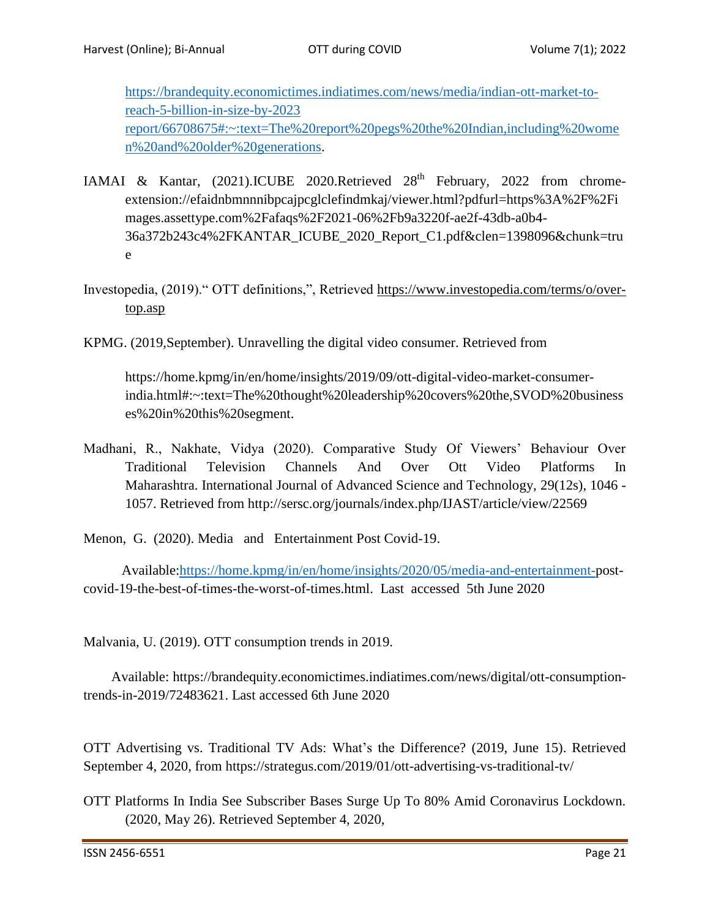https://brandequity.economictimes.indiatimes.com/news/media/indian-ott-market-to-reach-5-billion-in-size-by-2023 report/66708675#:~:text=The%20report%20pegs%20the%20Indian,including%20women%20and%20older%20generations.

IAMAI & Kantar, (2021).ICUBE 2020.Retrieved 28th February, 2022 from chrome-extension://efaidnbmnnnibpcajpcglclefindmkaj/viewer.html?pdfurl=https%3A%2F%2Fimages.assettype.com%2Fafaqs%2F2021-06%2Fb9a3220f-ae2f-43db-a0b4-36a372b243c4%2FKANTAR_ICUBE_2020_Report_C1.pdf&clen=1398096&chunk=true

Investopedia, (2019).“ OTT definitions,”, Retrieved https://www.investopedia.com/terms/o/over-top.asp

KPMG. (2019,September). Unravelling the digital video consumer. Retrieved from

https://home.kpmg/in/en/home/insights/2019/09/ott-digital-video-market-consumer-india.html#:~:text=The%20thought%20leadership%20covers%20the,SVOD%20businesses%20in%20this%20segment.

Madhani, R., Nakhate, Vidya (2020). Comparative Study Of Viewers’ Behaviour Over Traditional Television Channels And Over Ott Video Platforms In Maharashtra. International Journal of Advanced Science and Technology, 29(12s), 1046 - 1057. Retrieved from http://sersc.org/journals/index.php/IJAST/article/view/22569

Menon, G. (2020). Media and Entertainment Post Covid-19.

Available:https://home.kpmg/in/en/home/insights/2020/05/media-and-entertainment-post-covid-19-the-best-of-times-the-worst-of-times.html. Last accessed 5th June 2020

Malvania, U. (2019). OTT consumption trends in 2019.

Available: https://brandequity.economictimes.indiatimes.com/news/digital/ott-consumption-trends-in-2019/72483621. Last accessed 6th June 2020

OTT Advertising vs. Traditional TV Ads: What’s the Difference? (2019, June 15). Retrieved September 4, 2020, from https://strategus.com/2019/01/ott-advertising-vs-traditional-tv/

OTT Platforms In India See Subscriber Bases Surge Up To 80% Amid Coronavirus Lockdown. (2020, May 26). Retrieved September 4, 2020,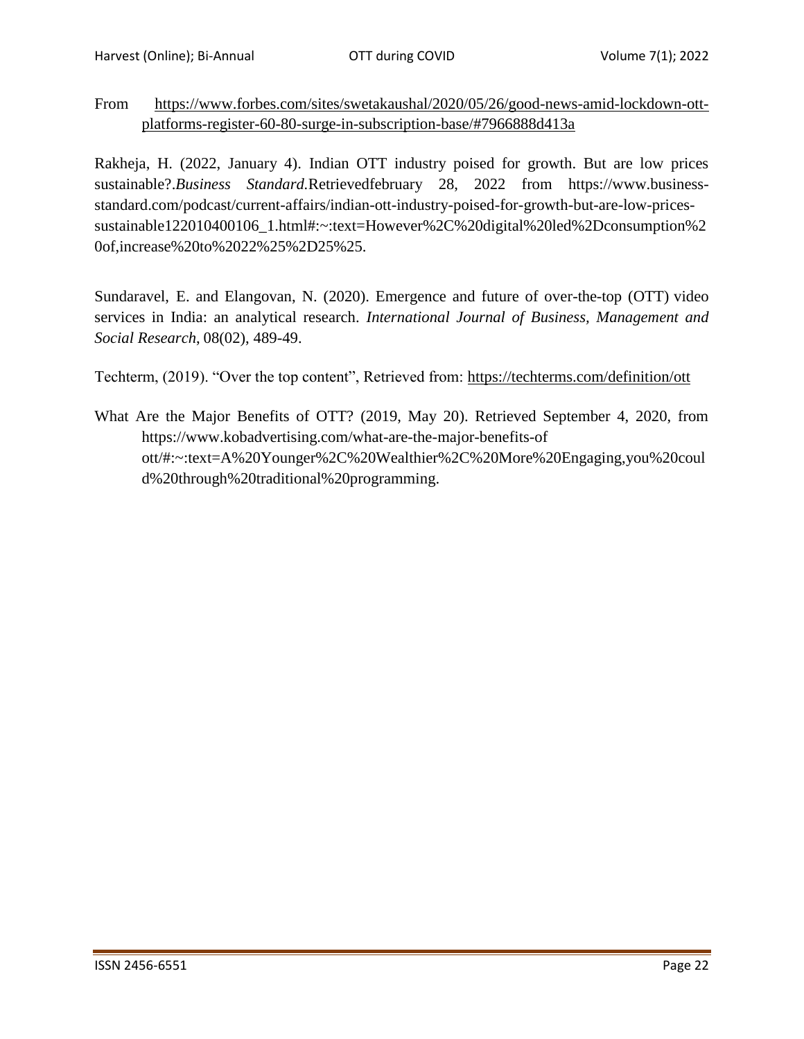From https://www.forbes.com/sites/swetakaushal/2020/05/26/good-news-amid-lockdown-ott-platforms-register-60-80-surge-in-subscription-base/#7966888d413a

Rakheja, H. (2022, January 4). Indian OTT industry poised for growth. But are low prices sustainable?.*Business Standard*.Retrievedfebruary 28, 2022 from https://www.business-standard.com/podcast/current-affairs/indian-ott-industry-poised-for-growth-but-are-low-prices-sustainable122010400106_1.html#:~:text=However%2C%20digital%20led%2Dconsumption%20of,increase%20to%2022%25%2D25%25.

Sundaravel, E. and Elangovan, N. (2020). Emergence and future of over-the-top (OTT) video services in India: an analytical research. *International Journal of Business, Management and Social Research*, 08(02), 489-49.

Techterm, (2019). "Over the top content", Retrieved from: https://techterms.com/definition/ott

What Are the Major Benefits of OTT? (2019, May 20). Retrieved September 4, 2020, from https://www.kobadvertising.com/what-are-the-major-benefits-of ott/#:~:text=A%20Younger%2C%20Wealthier%2C%20More%20Engaging,you%20could%20through%20traditional%20programming.